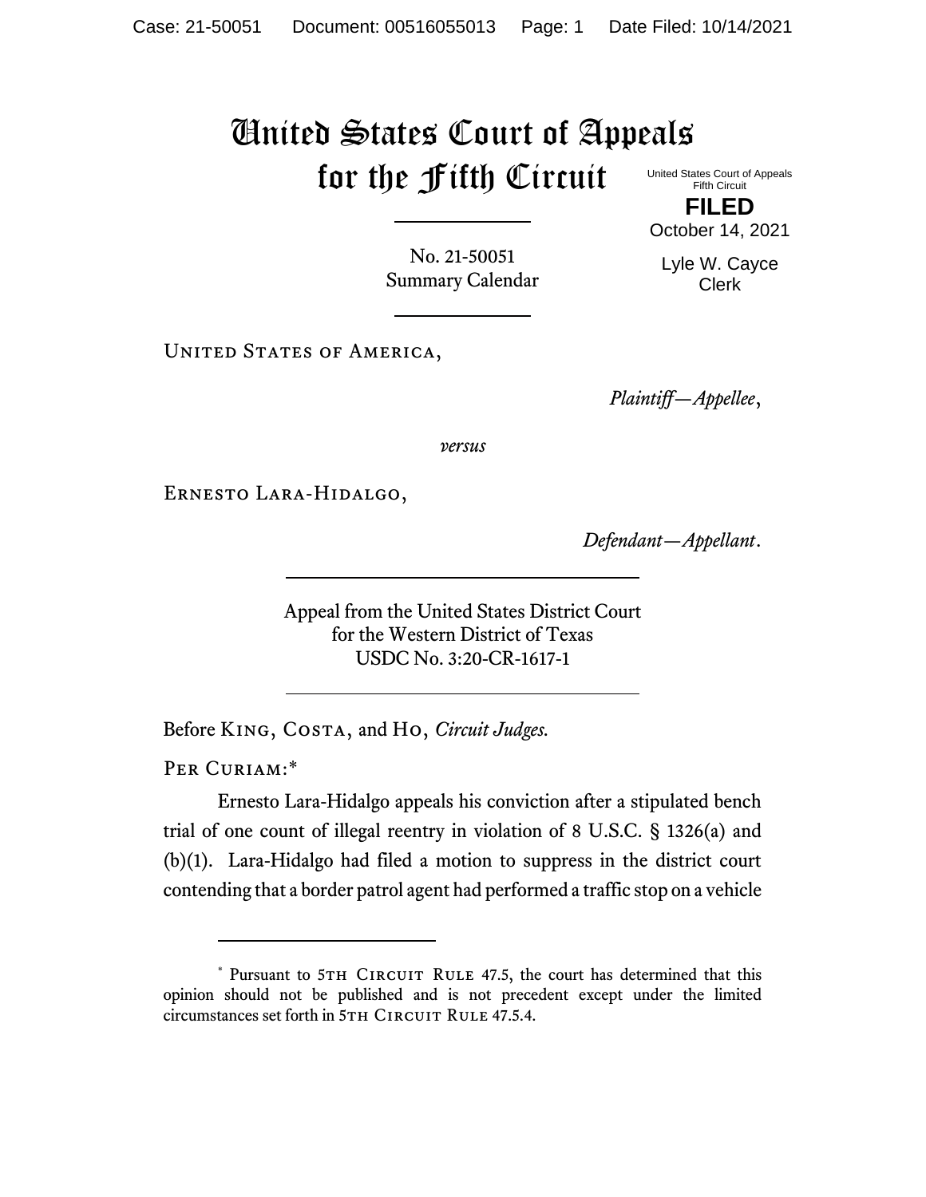# United States Court of Appeals for the Fifth Circuit

United States Court of Appeals
Fifth Circuit

**FILED**

October 14, 2021

Lyle W. Cayce
Clerk

No. 21-50051
Summary Calendar

---

United States of America,

*Plaintiff—Appellee*,

*versus*

Ernesto Lara-Hidalgo,

*Defendant—Appellant*.

---

Appeal from the United States District Court
for the Western District of Texas
USDC No. 3:20-CR-1617-1

---

Before King, Costa, and Ho, *Circuit Judges.*

Per Curiam:*

Ernesto Lara-Hidalgo appeals his conviction after a stipulated bench trial of one count of illegal reentry in violation of 8 U.S.C. § 1326(a) and (b)(1). Lara-Hidalgo had filed a motion to suppress in the district court contending that a border patrol agent had performed a traffic stop on a vehicle

---

\* Pursuant to 5th Circuit Rule 47.5, the court has determined that this opinion should not be published and is not precedent except under the limited circumstances set forth in 5th Circuit Rule 47.5.4.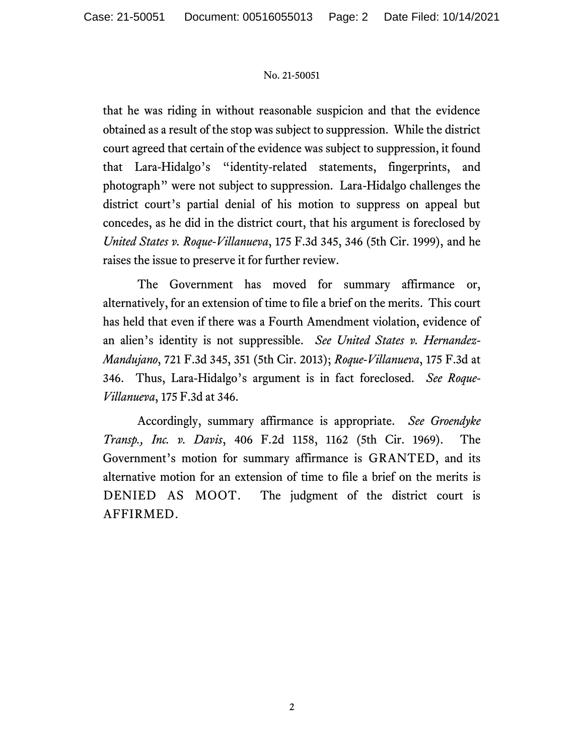that he was riding in without reasonable suspicion and that the evidence obtained as a result of the stop was subject to suppression. While the district court agreed that certain of the evidence was subject to suppression, it found that Lara-Hidalgo's "identity-related statements, fingerprints, and photograph" were not subject to suppression. Lara-Hidalgo challenges the district court's partial denial of his motion to suppress on appeal but concedes, as he did in the district court, that his argument is foreclosed by *United States v. Roque-Villanueva*, 175 F.3d 345, 346 (5th Cir. 1999), and he raises the issue to preserve it for further review.

The Government has moved for summary affirmance or, alternatively, for an extension of time to file a brief on the merits. This court has held that even if there was a Fourth Amendment violation, evidence of an alien's identity is not suppressible. *See United States v. Hernandez-Mandujano*, 721 F.3d 345, 351 (5th Cir. 2013); *Roque-Villanueva*, 175 F.3d at 346. Thus, Lara-Hidalgo's argument is in fact foreclosed. *See Roque-Villanueva*, 175 F.3d at 346.

Accordingly, summary affirmance is appropriate. *See Groendyke Transp., Inc. v. Davis*, 406 F.2d 1158, 1162 (5th Cir. 1969). The Government's motion for summary affirmance is GRANTED, and its alternative motion for an extension of time to file a brief on the merits is DENIED AS MOOT. The judgment of the district court is AFFIRMED.